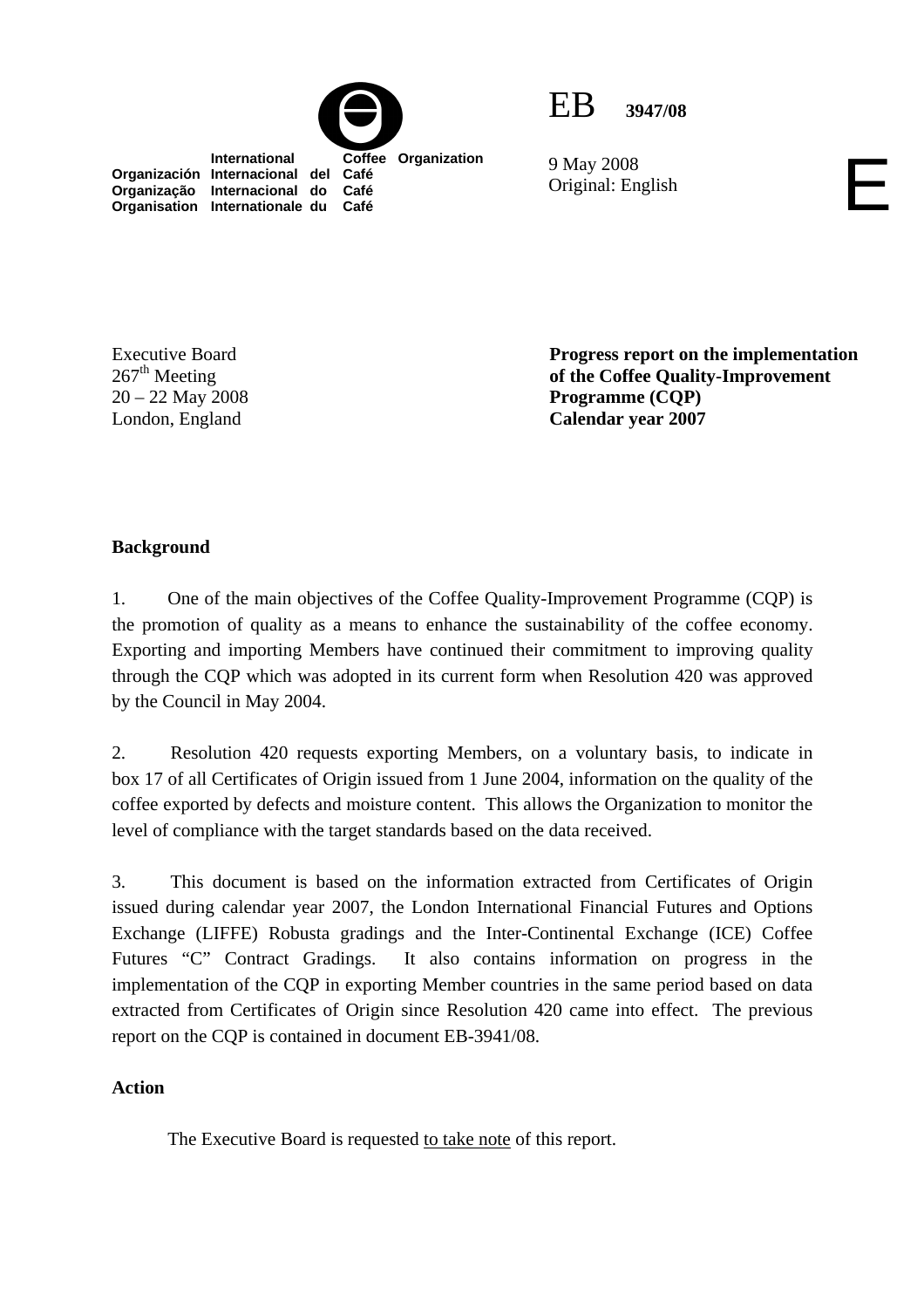International Coffee Organization
Organización Internacional del Café
Organização Internacional do Café
Organisation Internationale du Café

EB 3947/08

9 May 2008
Original: English

E

Executive Board
267th Meeting
20 – 22 May 2008
London, England

**Progress report on the implementation of the Coffee Quality-Improvement Programme (CQP)**
**Calendar year 2007**

**Background**

1. One of the main objectives of the Coffee Quality-Improvement Programme (CQP) is the promotion of quality as a means to enhance the sustainability of the coffee economy. Exporting and importing Members have continued their commitment to improving quality through the CQP which was adopted in its current form when Resolution 420 was approved by the Council in May 2004.

2. Resolution 420 requests exporting Members, on a voluntary basis, to indicate in box 17 of all Certificates of Origin issued from 1 June 2004, information on the quality of the coffee exported by defects and moisture content. This allows the Organization to monitor the level of compliance with the target standards based on the data received.

3. This document is based on the information extracted from Certificates of Origin issued during calendar year 2007, the London International Financial Futures and Options Exchange (LIFFE) Robusta gradings and the Inter-Continental Exchange (ICE) Coffee Futures "C" Contract Gradings. It also contains information on progress in the implementation of the CQP in exporting Member countries in the same period based on data extracted from Certificates of Origin since Resolution 420 came into effect. The previous report on the CQP is contained in document EB-3941/08.

**Action**

The Executive Board is requested to take note of this report.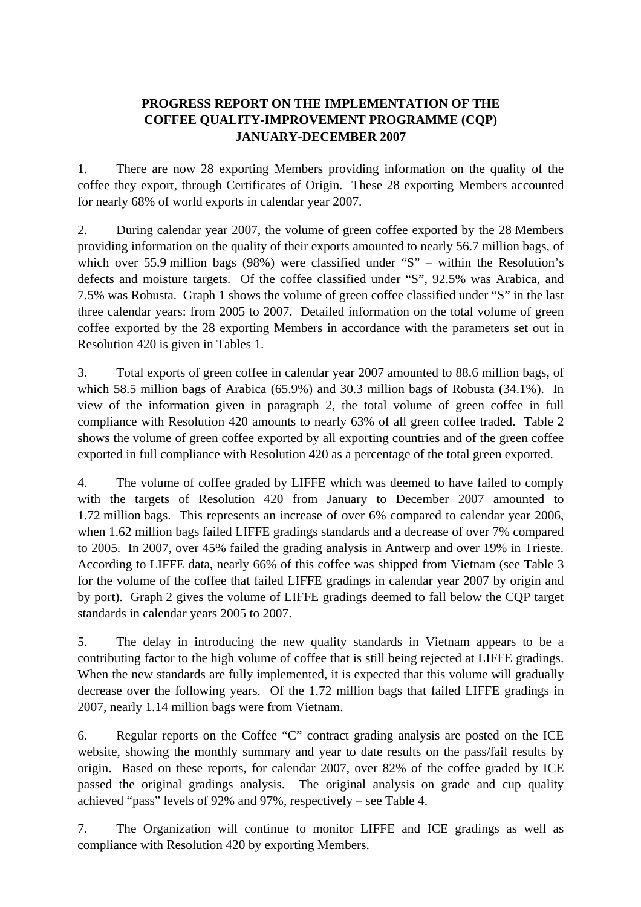# PROGRESS REPORT ON THE IMPLEMENTATION OF THE COFFEE QUALITY-IMPROVEMENT PROGRAMME (CQP) JANUARY-DECEMBER 2007

1. There are now 28 exporting Members providing information on the quality of the coffee they export, through Certificates of Origin. These 28 exporting Members accounted for nearly 68% of world exports in calendar year 2007.

2. During calendar year 2007, the volume of green coffee exported by the 28 Members providing information on the quality of their exports amounted to nearly 56.7 million bags, of which over 55.9 million bags (98%) were classified under "S" – within the Resolution's defects and moisture targets. Of the coffee classified under "S", 92.5% was Arabica, and 7.5% was Robusta. Graph 1 shows the volume of green coffee classified under "S" in the last three calendar years: from 2005 to 2007. Detailed information on the total volume of green coffee exported by the 28 exporting Members in accordance with the parameters set out in Resolution 420 is given in Tables 1.

3. Total exports of green coffee in calendar year 2007 amounted to 88.6 million bags, of which 58.5 million bags of Arabica (65.9%) and 30.3 million bags of Robusta (34.1%). In view of the information given in paragraph 2, the total volume of green coffee in full compliance with Resolution 420 amounts to nearly 63% of all green coffee traded. Table 2 shows the volume of green coffee exported by all exporting countries and of the green coffee exported in full compliance with Resolution 420 as a percentage of the total green exported.

4. The volume of coffee graded by LIFFE which was deemed to have failed to comply with the targets of Resolution 420 from January to December 2007 amounted to 1.72 million bags. This represents an increase of over 6% compared to calendar year 2006, when 1.62 million bags failed LIFFE gradings standards and a decrease of over 7% compared to 2005. In 2007, over 45% failed the grading analysis in Antwerp and over 19% in Trieste. According to LIFFE data, nearly 66% of this coffee was shipped from Vietnam (see Table 3 for the volume of the coffee that failed LIFFE gradings in calendar year 2007 by origin and by port). Graph 2 gives the volume of LIFFE gradings deemed to fall below the CQP target standards in calendar years 2005 to 2007.

5. The delay in introducing the new quality standards in Vietnam appears to be a contributing factor to the high volume of coffee that is still being rejected at LIFFE gradings. When the new standards are fully implemented, it is expected that this volume will gradually decrease over the following years. Of the 1.72 million bags that failed LIFFE gradings in 2007, nearly 1.14 million bags were from Vietnam.

6. Regular reports on the Coffee "C" contract grading analysis are posted on the ICE website, showing the monthly summary and year to date results on the pass/fail results by origin. Based on these reports, for calendar 2007, over 82% of the coffee graded by ICE passed the original gradings analysis. The original analysis on grade and cup quality achieved "pass" levels of 92% and 97%, respectively – see Table 4.

7. The Organization will continue to monitor LIFFE and ICE gradings as well as compliance with Resolution 420 by exporting Members.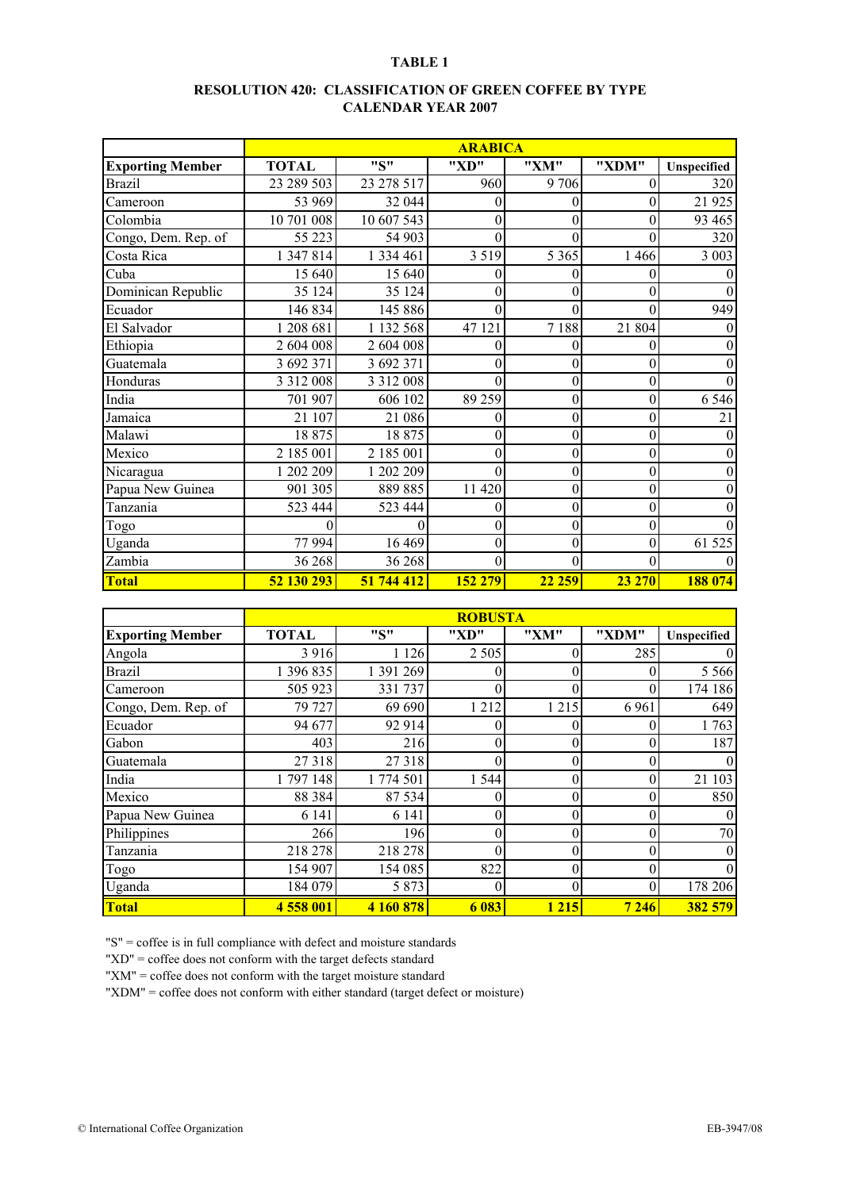**TABLE 1**

**RESOLUTION 420: CLASSIFICATION OF GREEN COFFEE BY TYPE**
**CALENDAR YEAR 2007**

| | **ARABICA** | | | | | |
|---|---|---|---|---|---|---|
| **Exporting Member** | **TOTAL** | **"S"** | **"XD"** | **"XM"** | **"XDM"** | **Unspecified** |
| Brazil | 23 289 503 | 23 278 517 | 960 | 9 706 | 0 | 320 |
| Cameroon | 53 969 | 32 044 | 0 | 0 | 0 | 21 925 |
| Colombia | 10 701 008 | 10 607 543 | 0 | 0 | 0 | 93 465 |
| Congo, Dem. Rep. of | 55 223 | 54 903 | 0 | 0 | 0 | 320 |
| Costa Rica | 1 347 814 | 1 334 461 | 3 519 | 5 365 | 1 466 | 3 003 |
| Cuba | 15 640 | 15 640 | 0 | 0 | 0 | 0 |
| Dominican Republic | 35 124 | 35 124 | 0 | 0 | 0 | 0 |
| Ecuador | 146 834 | 145 886 | 0 | 0 | 0 | 949 |
| El Salvador | 1 208 681 | 1 132 568 | 47 121 | 7 188 | 21 804 | 0 |
| Ethiopia | 2 604 008 | 2 604 008 | 0 | 0 | 0 | 0 |
| Guatemala | 3 692 371 | 3 692 371 | 0 | 0 | 0 | 0 |
| Honduras | 3 312 008 | 3 312 008 | 0 | 0 | 0 | 0 |
| India | 701 907 | 606 102 | 89 259 | 0 | 0 | 6 546 |
| Jamaica | 21 107 | 21 086 | 0 | 0 | 0 | 21 |
| Malawi | 18 875 | 18 875 | 0 | 0 | 0 | 0 |
| Mexico | 2 185 001 | 2 185 001 | 0 | 0 | 0 | 0 |
| Nicaragua | 1 202 209 | 1 202 209 | 0 | 0 | 0 | 0 |
| Papua New Guinea | 901 305 | 889 885 | 11 420 | 0 | 0 | 0 |
| Tanzania | 523 444 | 523 444 | 0 | 0 | 0 | 0 |
| Togo | 0 | 0 | 0 | 0 | 0 | 0 |
| Uganda | 77 994 | 16 469 | 0 | 0 | 0 | 61 525 |
| Zambia | 36 268 | 36 268 | 0 | 0 | 0 | 0 |
| **Total** | **52 130 293** | **51 744 412** | **152 279** | **22 259** | **23 270** | **188 074** |

| | **ROBUSTA** | | | | | |
|---|---|---|---|---|---|---|
| **Exporting Member** | **TOTAL** | **"S"** | **"XD"** | **"XM"** | **"XDM"** | **Unspecified** |
| Angola | 3 916 | 1 126 | 2 505 | 0 | 285 | 0 |
| Brazil | 1 396 835 | 1 391 269 | 0 | 0 | 0 | 5 566 |
| Cameroon | 505 923 | 331 737 | 0 | 0 | 0 | 174 186 |
| Congo, Dem. Rep. of | 79 727 | 69 690 | 1 212 | 1 215 | 6 961 | 649 |
| Ecuador | 94 677 | 92 914 | 0 | 0 | 0 | 1 763 |
| Gabon | 403 | 216 | 0 | 0 | 0 | 187 |
| Guatemala | 27 318 | 27 318 | 0 | 0 | 0 | 0 |
| India | 1 797 148 | 1 774 501 | 1 544 | 0 | 0 | 21 103 |
| Mexico | 88 384 | 87 534 | 0 | 0 | 0 | 850 |
| Papua New Guinea | 6 141 | 6 141 | 0 | 0 | 0 | 0 |
| Philippines | 266 | 196 | 0 | 0 | 0 | 70 |
| Tanzania | 218 278 | 218 278 | 0 | 0 | 0 | 0 |
| Togo | 154 907 | 154 085 | 822 | 0 | 0 | 0 |
| Uganda | 184 079 | 5 873 | 0 | 0 | 0 | 178 206 |
| **Total** | **4 558 001** | **4 160 878** | **6 083** | **1 215** | **7 246** | **382 579** |

"S" = coffee is in full compliance with defect and moisture standards
"XD" = coffee does not conform with the target defects standard
"XM" = coffee does not conform with the target moisture standard
"XDM" = coffee does not conform with either standard (target defect or moisture)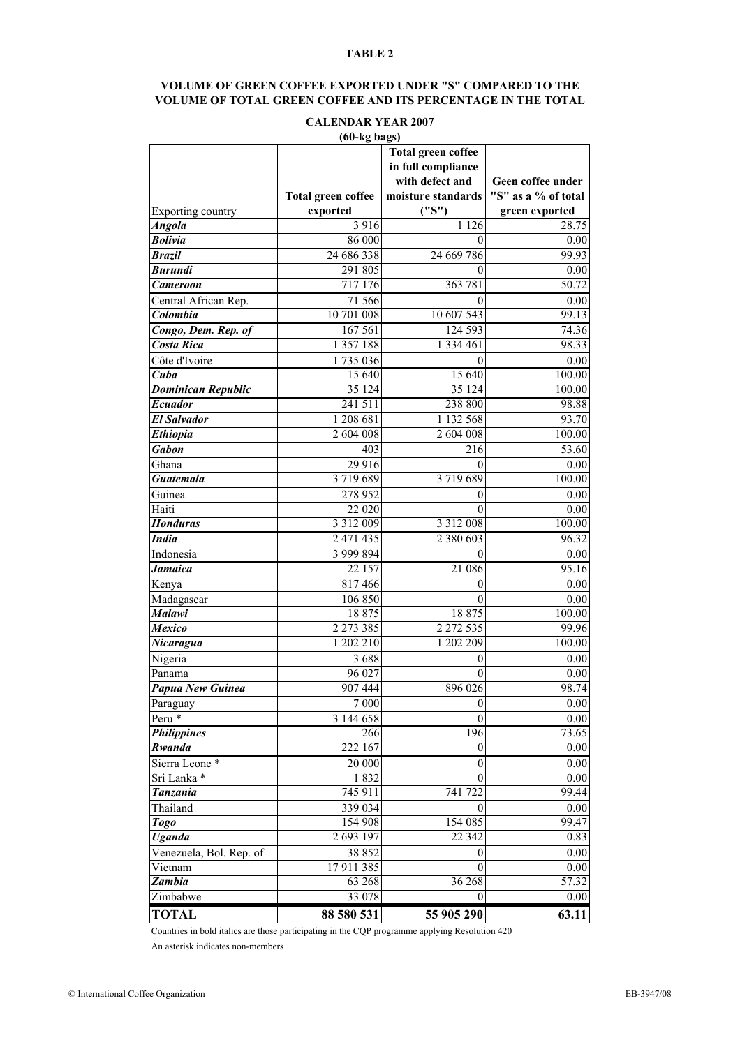**TABLE 2**

**VOLUME OF GREEN COFFEE EXPORTED UNDER "S" COMPARED TO THE VOLUME OF TOTAL GREEN COFFEE AND ITS PERCENTAGE IN THE TOTAL**

**CALENDAR YEAR 2007**

**(60-kg bags)**

| Exporting country | Total green coffee exported | Total green coffee in full compliance with defect and moisture standards ("S") | Geen coffee under "S" as a % of total green exported |
|---|---|---|---|
| ***Angola*** | 3 916 | 1 126 | 28.75 |
| ***Bolivia*** | 86 000 | 0 | 0.00 |
| ***Brazil*** | 24 686 338 | 24 669 786 | 99.93 |
| ***Burundi*** | 291 805 | 0 | 0.00 |
| ***Cameroon*** | 717 176 | 363 781 | 50.72 |
| Central African Rep. | 71 566 | 0 | 0.00 |
| ***Colombia*** | 10 701 008 | 10 607 543 | 99.13 |
| ***Congo, Dem. Rep. of*** | 167 561 | 124 593 | 74.36 |
| ***Costa Rica*** | 1 357 188 | 1 334 461 | 98.33 |
| Côte d'Ivoire | 1 735 036 | 0 | 0.00 |
| ***Cuba*** | 15 640 | 15 640 | 100.00 |
| ***Dominican Republic*** | 35 124 | 35 124 | 100.00 |
| ***Ecuador*** | 241 511 | 238 800 | 98.88 |
| ***El Salvador*** | 1 208 681 | 1 132 568 | 93.70 |
| ***Ethiopia*** | 2 604 008 | 2 604 008 | 100.00 |
| ***Gabon*** | 403 | 216 | 53.60 |
| Ghana | 29 916 | 0 | 0.00 |
| ***Guatemala*** | 3 719 689 | 3 719 689 | 100.00 |
| Guinea | 278 952 | 0 | 0.00 |
| Haiti | 22 020 | 0 | 0.00 |
| ***Honduras*** | 3 312 009 | 3 312 008 | 100.00 |
| ***India*** | 2 471 435 | 2 380 603 | 96.32 |
| Indonesia | 3 999 894 | 0 | 0.00 |
| ***Jamaica*** | 22 157 | 21 086 | 95.16 |
| Kenya | 817 466 | 0 | 0.00 |
| Madagascar | 106 850 | 0 | 0.00 |
| ***Malawi*** | 18 875 | 18 875 | 100.00 |
| ***Mexico*** | 2 273 385 | 2 272 535 | 99.96 |
| ***Nicaragua*** | 1 202 210 | 1 202 209 | 100.00 |
| Nigeria | 3 688 | 0 | 0.00 |
| Panama | 96 027 | 0 | 0.00 |
| ***Papua New Guinea*** | 907 444 | 896 026 | 98.74 |
| Paraguay | 7 000 | 0 | 0.00 |
| Peru * | 3 144 658 | 0 | 0.00 |
| ***Philippines*** | 266 | 196 | 73.65 |
| ***Rwanda*** | 222 167 | 0 | 0.00 |
| Sierra Leone * | 20 000 | 0 | 0.00 |
| Sri Lanka * | 1 832 | 0 | 0.00 |
| ***Tanzania*** | 745 911 | 741 722 | 99.44 |
| Thailand | 339 034 | 0 | 0.00 |
| ***Togo*** | 154 908 | 154 085 | 99.47 |
| ***Uganda*** | 2 693 197 | 22 342 | 0.83 |
| Venezuela, Bol. Rep. of | 38 852 | 0 | 0.00 |
| Vietnam | 17 911 385 | 0 | 0.00 |
| ***Zambia*** | 63 268 | 36 268 | 57.32 |
| Zimbabwe | 33 078 | 0 | 0.00 |
| **TOTAL** | **88 580 531** | **55 905 290** | **63.11** |

Countries in bold italics are those participating in the CQP programme applying Resolution 420

An asterisk indicates non-members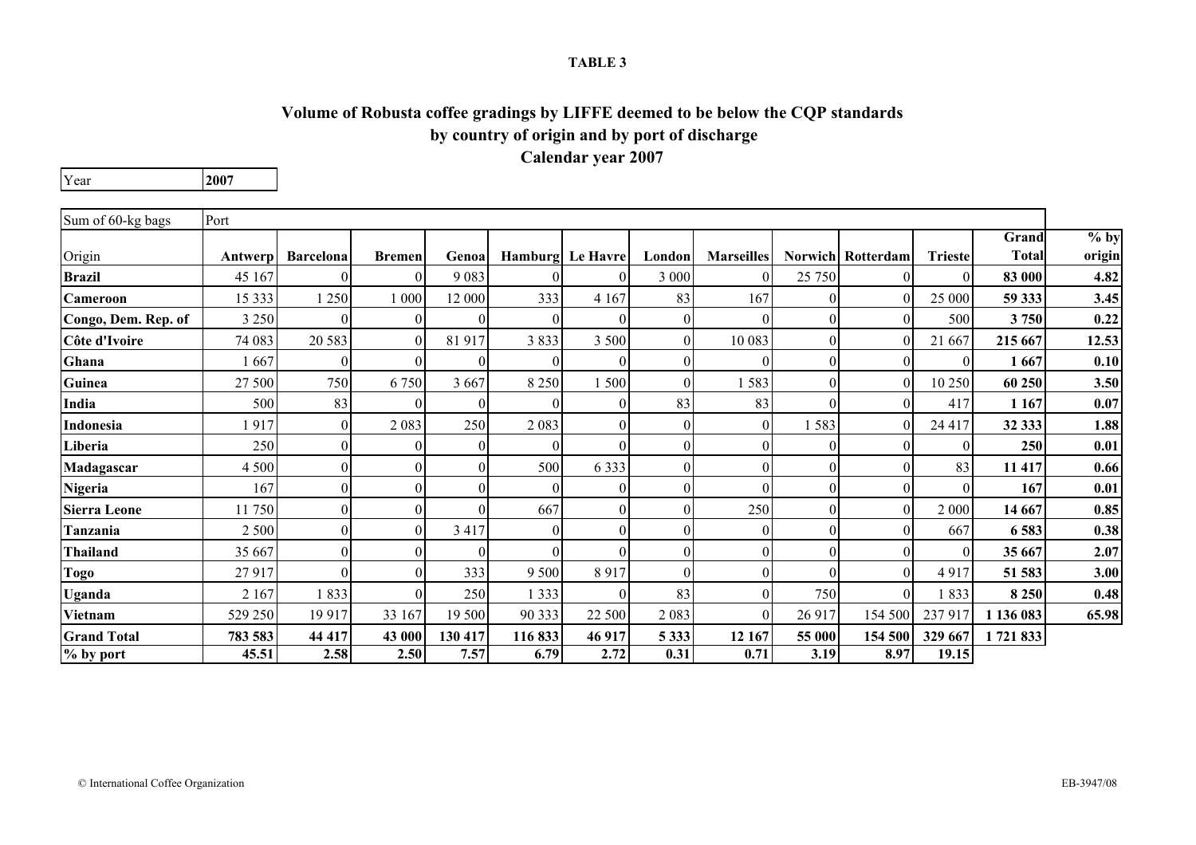**TABLE 3**

## Volume of Robusta coffee gradings by LIFFE deemed to be below the CQP standards by country of origin and by port of discharge Calendar year 2007

| Year | 2007 |
|---|---|

| Sum of 60-kg bags | Port | | | | | | | | | | | | |
|---|---|---|---|---|---|---|---|---|---|---|---|---|---|
| Origin | Antwerp | Barcelona | Bremen | Genoa | Hamburg | Le Havre | London | Marseilles | Norwich | Rotterdam | Trieste | Grand Total | % by origin |
| **Brazil** | 45 167 | 0 | 0 | 9 083 | 0 | 0 | 3 000 | 0 | 25 750 | 0 | 0 | **83 000** | **4.82** |
| **Cameroon** | 15 333 | 1 250 | 1 000 | 12 000 | 333 | 4 167 | 83 | 167 | 0 | 0 | 25 000 | **59 333** | **3.45** |
| **Congo, Dem. Rep. of** | 3 250 | 0 | 0 | 0 | 0 | 0 | 0 | 0 | 0 | 0 | 500 | **3 750** | **0.22** |
| **Côte d'Ivoire** | 74 083 | 20 583 | 0 | 81 917 | 3 833 | 3 500 | 0 | 10 083 | 0 | 0 | 21 667 | **215 667** | **12.53** |
| **Ghana** | 1 667 | 0 | 0 | 0 | 0 | 0 | 0 | 0 | 0 | 0 | 0 | **1 667** | **0.10** |
| **Guinea** | 27 500 | 750 | 6 750 | 3 667 | 8 250 | 1 500 | 0 | 1 583 | 0 | 0 | 10 250 | **60 250** | **3.50** |
| **India** | 500 | 83 | 0 | 0 | 0 | 0 | 83 | 83 | 0 | 0 | 417 | **1 167** | **0.07** |
| **Indonesia** | 1 917 | 0 | 2 083 | 250 | 2 083 | 0 | 0 | 0 | 1 583 | 0 | 24 417 | **32 333** | **1.88** |
| **Liberia** | 250 | 0 | 0 | 0 | 0 | 0 | 0 | 0 | 0 | 0 | 0 | **250** | **0.01** |
| **Madagascar** | 4 500 | 0 | 0 | 0 | 500 | 6 333 | 0 | 0 | 0 | 0 | 83 | **11 417** | **0.66** |
| **Nigeria** | 167 | 0 | 0 | 0 | 0 | 0 | 0 | 0 | 0 | 0 | 0 | **167** | **0.01** |
| **Sierra Leone** | 11 750 | 0 | 0 | 0 | 667 | 0 | 0 | 250 | 0 | 0 | 2 000 | **14 667** | **0.85** |
| **Tanzania** | 2 500 | 0 | 0 | 3 417 | 0 | 0 | 0 | 0 | 0 | 0 | 667 | **6 583** | **0.38** |
| **Thailand** | 35 667 | 0 | 0 | 0 | 0 | 0 | 0 | 0 | 0 | 0 | 0 | **35 667** | **2.07** |
| **Togo** | 27 917 | 0 | 0 | 333 | 9 500 | 8 917 | 0 | 0 | 0 | 0 | 4 917 | **51 583** | **3.00** |
| **Uganda** | 2 167 | 1 833 | 0 | 250 | 1 333 | 0 | 83 | 0 | 750 | 0 | 1 833 | **8 250** | **0.48** |
| **Vietnam** | 529 250 | 19 917 | 33 167 | 19 500 | 90 333 | 22 500 | 2 083 | 0 | 26 917 | 154 500 | 237 917 | **1 136 083** | **65.98** |
| **Grand Total** | **783 583** | **44 417** | **43 000** | **130 417** | **116 833** | **46 917** | **5 333** | **12 167** | **55 000** | **154 500** | **329 667** | **1 721 833** | |
| **% by port** | **45.51** | **2.58** | **2.50** | **7.57** | **6.79** | **2.72** | **0.31** | **0.71** | **3.19** | **8.97** | **19.15** | | |

© International Coffee Organization

EB-3947/08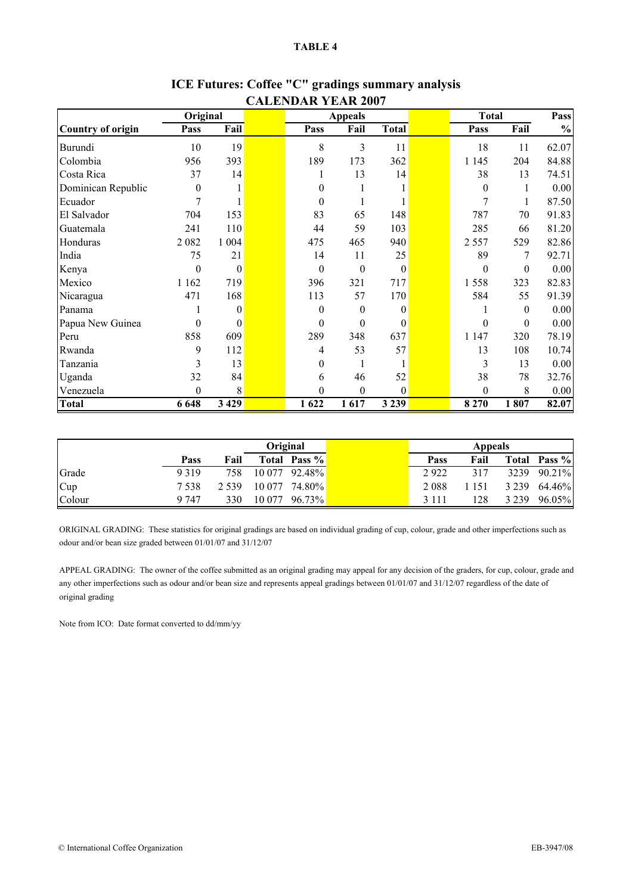**TABLE 4**

## ICE Futures: Coffee "C" gradings summary analysis
## CALENDAR YEAR 2007

| | Original | | | Appeals | | | | Total | | Pass |
|---|---|---|---|---|---|---|---|---|---|---|
| **Country of origin** | **Pass** | **Fail** | | **Pass** | **Fail** | **Total** | | **Pass** | **Fail** | **%** |
| Burundi | 10 | 19 | | 8 | 3 | 11 | | 18 | 11 | 62.07 |
| Colombia | 956 | 393 | | 189 | 173 | 362 | | 1 145 | 204 | 84.88 |
| Costa Rica | 37 | 14 | | 1 | 13 | 14 | | 38 | 13 | 74.51 |
| Dominican Republic | 0 | 1 | | 0 | 1 | 1 | | 0 | 1 | 0.00 |
| Ecuador | 7 | 1 | | 0 | 1 | 1 | | 7 | 1 | 87.50 |
| El Salvador | 704 | 153 | | 83 | 65 | 148 | | 787 | 70 | 91.83 |
| Guatemala | 241 | 110 | | 44 | 59 | 103 | | 285 | 66 | 81.20 |
| Honduras | 2 082 | 1 004 | | 475 | 465 | 940 | | 2 557 | 529 | 82.86 |
| India | 75 | 21 | | 14 | 11 | 25 | | 89 | 7 | 92.71 |
| Kenya | 0 | 0 | | 0 | 0 | 0 | | 0 | 0 | 0.00 |
| Mexico | 1 162 | 719 | | 396 | 321 | 717 | | 1 558 | 323 | 82.83 |
| Nicaragua | 471 | 168 | | 113 | 57 | 170 | | 584 | 55 | 91.39 |
| Panama | 1 | 0 | | 0 | 0 | 0 | | 1 | 0 | 0.00 |
| Papua New Guinea | 0 | 0 | | 0 | 0 | 0 | | 0 | 0 | 0.00 |
| Peru | 858 | 609 | | 289 | 348 | 637 | | 1 147 | 320 | 78.19 |
| Rwanda | 9 | 112 | | 4 | 53 | 57 | | 13 | 108 | 10.74 |
| Tanzania | 3 | 13 | | 0 | 1 | 1 | | 3 | 13 | 0.00 |
| Uganda | 32 | 84 | | 6 | 46 | 52 | | 38 | 78 | 32.76 |
| Venezuela | 0 | 8 | | 0 | 0 | 0 | | 0 | 8 | 0.00 |
| **Total** | **6 648** | **3 429** | | **1 622** | **1 617** | **3 239** | | **8 270** | **1 807** | **82.07** |

| | Original | | | | | Appeals | | | |
|---|---|---|---|---|---|---|---|---|---|
| | **Pass** | **Fail** | **Total** | **Pass %** | | **Pass** | **Fail** | **Total** | **Pass %** |
| Grade | 9 319 | 758 | 10 077 | 92.48% | | 2 922 | 317 | 3239 | 90.21% |
| Cup | 7 538 | 2 539 | 10 077 | 74.80% | | 2 088 | 1 151 | 3 239 | 64.46% |
| Colour | 9 747 | 330 | 10 077 | 96.73% | | 3 111 | 128 | 3 239 | 96.05% |

ORIGINAL GRADING: These statistics for original gradings are based on individual grading of cup, colour, grade and other imperfections such as odour and/or bean size graded between 01/01/07 and 31/12/07

APPEAL GRADING: The owner of the coffee submitted as an original grading may appeal for any decision of the graders, for cup, colour, grade and any other imperfections such as odour and/or bean size and represents appeal gradings between 01/01/07 and 31/12/07 regardless of the date of original grading

Note from ICO: Date format converted to dd/mm/yy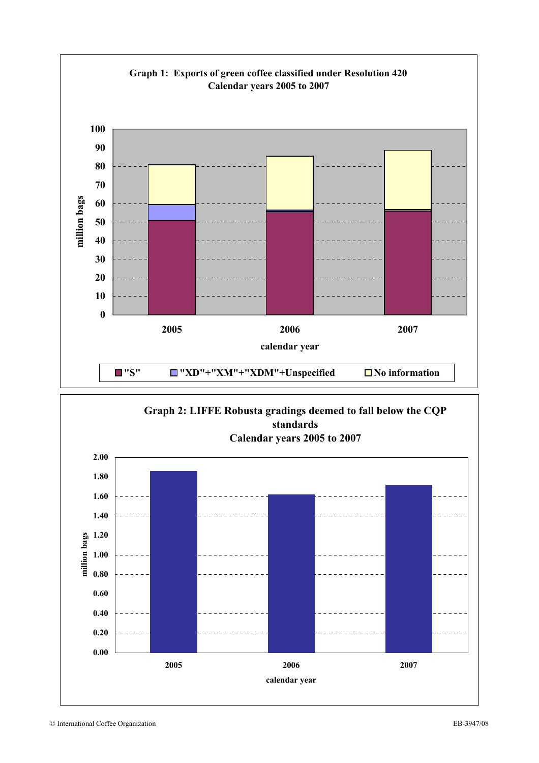**Graph 1: Exports of green coffee classified under Resolution 420**
**Calendar years 2005 to 2007**

100
90
80
70
60
50
40
30
20
10
0

million bags

2005
2006
2007

calendar year

"S"  "XD"+"XM"+"XDM"+Unspecified  No information

**Graph 2: LIFFE Robusta gradings deemed to fall below the CQP standards**
**Calendar years 2005 to 2007**

2.00
1.80
1.60
1.40
1.20
1.00
0.80
0.60
0.40
0.20
0.00

million bags

2005
2006
2007

calendar year

© International Coffee Organization

EB-3947/08